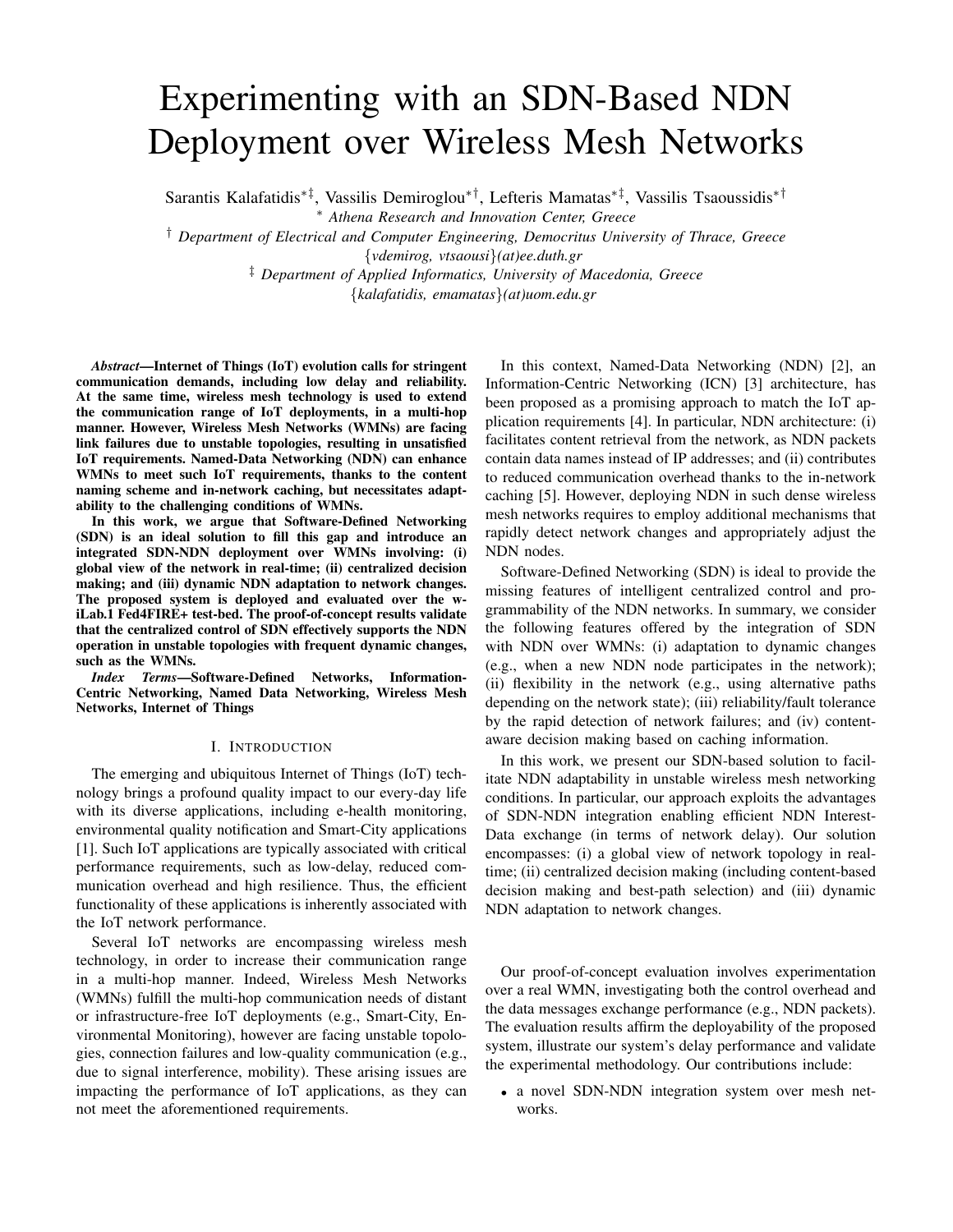# Experimenting with an SDN-Based NDN Deployment over Wireless Mesh Networks

Sarantis Kalafatidis[*‡], Vassilis Demiroglou[*†], Lefteris Mamatas[*‡], Vassilis Tsaoussidis[*†]

[*] *Athena Research and Innovation Center, Greece*

[†] *Department of Electrical and Computer Engineering, Democritus University of Thrace, Greece*

*{vdemirog, vtsaousi}(at)ee.duth.gr*

[‡] *Department of Applied Informatics, University of Macedonia, Greece*

*{kalafatidis, emamatas}(at)uom.edu.gr*

***Abstract*—Internet of Things (IoT) evolution calls for stringent communication demands, including low delay and reliability. At the same time, wireless mesh technology is used to extend the communication range of IoT deployments, in a multi-hop manner. However, Wireless Mesh Networks (WMNs) are facing link failures due to unstable topologies, resulting in unsatisfied IoT requirements. Named-Data Networking (NDN) can enhance WMNs to meet such IoT requirements, thanks to the content naming scheme and in-network caching, but necessitates adaptability to the challenging conditions of WMNs.**

**In this work, we argue that Software-Defined Networking (SDN) is an ideal solution to fill this gap and introduce an integrated SDN-NDN deployment over WMNs involving: (i) global view of the network in real-time; (ii) centralized decision making; and (iii) dynamic NDN adaptation to network changes. The proposed system is deployed and evaluated over the w-iLab.1 Fed4FIRE+ test-bed. The proof-of-concept results validate that the centralized control of SDN effectively supports the NDN operation in unstable topologies with frequent dynamic changes, such as the WMNs.**

***Index Terms*—Software-Defined Networks, Information-Centric Networking, Named Data Networking, Wireless Mesh Networks, Internet of Things**

## I. Introduction

The emerging and ubiquitous Internet of Things (IoT) technology brings a profound quality impact to our every-day life with its diverse applications, including e-health monitoring, environmental quality notification and Smart-City applications [1]. Such IoT applications are typically associated with critical performance requirements, such as low-delay, reduced communication overhead and high resilience. Thus, the efficient functionality of these applications is inherently associated with the IoT network performance.

Several IoT networks are encompassing wireless mesh technology, in order to increase their communication range in a multi-hop manner. Indeed, Wireless Mesh Networks (WMNs) fulfill the multi-hop communication needs of distant or infrastructure-free IoT deployments (e.g., Smart-City, Environmental Monitoring), however are facing unstable topologies, connection failures and low-quality communication (e.g., due to signal interference, mobility). These arising issues are impacting the performance of IoT applications, as they can not meet the aforementioned requirements.

In this context, Named-Data Networking (NDN) [2], an Information-Centric Networking (ICN) [3] architecture, has been proposed as a promising approach to match the IoT application requirements [4]. In particular, NDN architecture: (i) facilitates content retrieval from the network, as NDN packets contain data names instead of IP addresses; and (ii) contributes to reduced communication overhead thanks to the in-network caching [5]. However, deploying NDN in such dense wireless mesh networks requires to employ additional mechanisms that rapidly detect network changes and appropriately adjust the NDN nodes.

Software-Defined Networking (SDN) is ideal to provide the missing features of intelligent centralized control and programmability of the NDN networks. In summary, we consider the following features offered by the integration of SDN with NDN over WMNs: (i) adaptation to dynamic changes (e.g., when a new NDN node participates in the network); (ii) flexibility in the network (e.g., using alternative paths depending on the network state); (iii) reliability/fault tolerance by the rapid detection of network failures; and (iv) content-aware decision making based on caching information.

In this work, we present our SDN-based solution to facilitate NDN adaptability in unstable wireless mesh networking conditions. In particular, our approach exploits the advantages of SDN-NDN integration enabling efficient NDN Interest-Data exchange (in terms of network delay). Our solution encompasses: (i) a global view of network topology in real-time; (ii) centralized decision making (including content-based decision making and best-path selection) and (iii) dynamic NDN adaptation to network changes.

Our proof-of-concept evaluation involves experimentation over a real WMN, investigating both the control overhead and the data messages exchange performance (e.g., NDN packets). The evaluation results affirm the deployability of the proposed system, illustrate our system's delay performance and validate the experimental methodology. Our contributions include:

- a novel SDN-NDN integration system over mesh networks.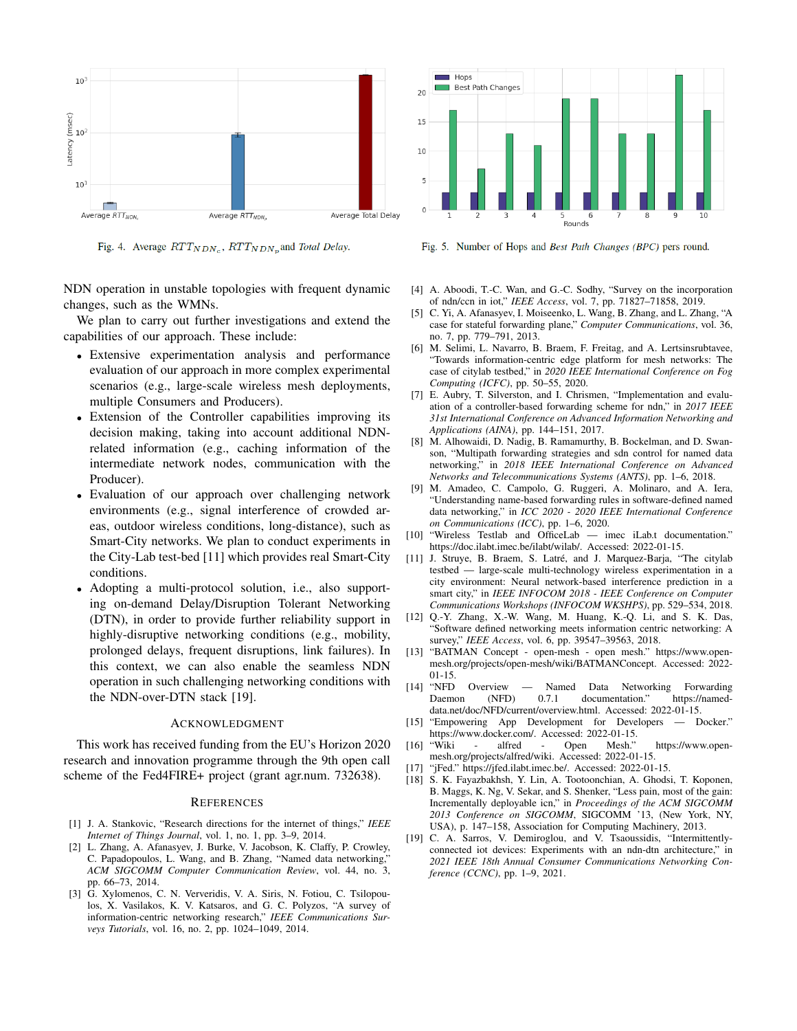$10^3$

$10^2$

$10^1$

Latency (msec)

Average $RTT_{NDN_c}$

Average $RTT_{NDN_p}$

Average Total Delay

Fig. 4. Average $RTT_{NDN_c}$, $RTT_{NDN_p}$ and *Total Delay*.

Hops

Best Path Changes

20

15

10

5

0

1 2 3 4 5 6 7 8 9 10

Rounds

Fig. 5. Number of Hops and *Best Path Changes (BPC)* pers round.

NDN operation in unstable topologies with frequent dynamic changes, such as the WMNs.

We plan to carry out further investigations and extend the capabilities of our approach. These include:

- Extensive experimentation analysis and performance evaluation of our approach in more complex experimental scenarios (e.g., large-scale wireless mesh deployments, multiple Consumers and Producers).
- Extension of the Controller capabilities improving its decision making, taking into account additional NDN-related information (e.g., caching information of the intermediate network nodes, communication with the Producer).
- Evaluation of our approach over challenging network environments (e.g., signal interference of crowded areas, outdoor wireless conditions, long-distance), such as Smart-City networks. We plan to conduct experiments in the City-Lab test-bed [11] which provides real Smart-City conditions.
- Adopting a multi-protocol solution, i.e., also supporting on-demand Delay/Disruption Tolerant Networking (DTN), in order to provide further reliability support in highly-disruptive networking conditions (e.g., mobility, prolonged delays, frequent disruptions, link failures). In this context, we can also enable the seamless NDN operation in such challenging networking conditions with the NDN-over-DTN stack [19].

## Acknowledgment

This work has received funding from the EU's Horizon 2020 research and innovation programme through the 9th open call scheme of the Fed4FIRE+ project (grant agr.num. 732638).

## References

[1] J. A. Stankovic, "Research directions for the internet of things," *IEEE Internet of Things Journal*, vol. 1, no. 1, pp. 3–9, 2014.

[2] L. Zhang, A. Afanasyev, J. Burke, V. Jacobson, K. Claffy, P. Crowley, C. Papadopoulos, L. Wang, and B. Zhang, "Named data networking," *ACM SIGCOMM Computer Communication Review*, vol. 44, no. 3, pp. 66–73, 2014.

[3] G. Xylomenos, C. N. Ververidis, V. A. Siris, N. Fotiou, C. Tsilopoulos, X. Vasilakos, K. V. Katsaros, and G. C. Polyzos, "A survey of information-centric networking research," *IEEE Communications Surveys Tutorials*, vol. 16, no. 2, pp. 1024–1049, 2014.

[4] A. Aboodi, T.-C. Wan, and G.-C. Sodhy, "Survey on the incorporation of ndn/ccn in iot," *IEEE Access*, vol. 7, pp. 71827–71858, 2019.

[5] C. Yi, A. Afanasyev, I. Moiseenko, L. Wang, B. Zhang, and L. Zhang, "A case for stateful forwarding plane," *Computer Communications*, vol. 36, no. 7, pp. 779–791, 2013.

[6] M. Selimi, L. Navarro, B. Braem, F. Freitag, and A. Lertsinsrubtavee, "Towards information-centric edge platform for mesh networks: The case of citylab testbed," in *2020 IEEE International Conference on Fog Computing (ICFC)*, pp. 50–55, 2020.

[7] E. Aubry, T. Silverston, and I. Chrisment, "Implementation and evaluation of a controller-based forwarding scheme for ndn," in *2017 IEEE 31st International Conference on Advanced Information Networking and Applications (AINA)*, pp. 144–151, 2017.

[8] M. Alhowaidi, D. Nadig, B. Ramamurthy, B. Bockelman, and D. Swanson, "Multipath forwarding strategies and sdn control for named data networking," in *2018 IEEE International Conference on Advanced Networks and Telecommunications Systems (ANTS)*, pp. 1–6, 2018.

[9] M. Amadeo, C. Campolo, G. Ruggeri, A. Molinaro, and A. Iera, "Understanding name-based forwarding rules in software-defined named data networking," in *ICC 2020 - 2020 IEEE International Conference on Communications (ICC)*, pp. 1–6, 2020.

[10] "Wireless Testlab and OfficeLab — imec iLab.t documentation." https://doc.ilabt.imec.be/ilabt/wilab/. Accessed: 2022-01-15.

[11] J. Struye, B. Braem, S. Latré, and J. Marquez-Barja, "The citylab testbed — large-scale multi-technology wireless experimentation in a city environment: Neural network-based interference prediction in a smart city," in *IEEE INFOCOM 2018 - IEEE Conference on Computer Communications Workshops (INFOCOM WKSHPS)*, pp. 529–534, 2018.

[12] Q.-Y. Zhang, X.-W. Wang, M. Huang, K.-Q. Li, and S. K. Das, "Software defined networking meets information centric networking: A survey," *IEEE Access*, vol. 6, pp. 39547–39563, 2018.

[13] "BATMAN Concept - open-mesh - open mesh." https://www.open-mesh.org/projects/open-mesh/wiki/BATMANConcept. Accessed: 2022-01-15.

[14] "NFD Overview — Named Data Networking Forwarding Daemon (NFD) 0.7.1 documentation." https://named-data.net/doc/NFD/current/overview.html. Accessed: 2022-01-15.

[15] "Empowering App Development for Developers — Docker." https://www.docker.com/. Accessed: 2022-01-15.

[16] "Wiki - alfred - Open Mesh." https://www.open-mesh.org/projects/alfred/wiki. Accessed: 2022-01-15.

[17] "jFed." https://jfed.ilabt.imec.be/. Accessed: 2022-01-15.

[18] S. K. Fayazbakhsh, Y. Lin, A. Tootoonchian, A. Ghodsi, T. Koponen, B. Maggs, K. Ng, V. Sekar, and S. Shenker, "Less pain, most of the gain: Incrementally deployable icn," in *Proceedings of the ACM SIGCOMM 2013 Conference on SIGCOMM*, SIGCOMM '13, (New York, NY, USA), p. 147–158, Association for Computing Machinery, 2013.

[19] C. A. Sarros, V. Demiroglou, and V. Tsaoussidis, "Intermittently-connected iot devices: Experiments with an ndn-dtn architecture," in *2021 IEEE 18th Annual Consumer Communications Networking Conference (CCNC)*, pp. 1–9, 2021.